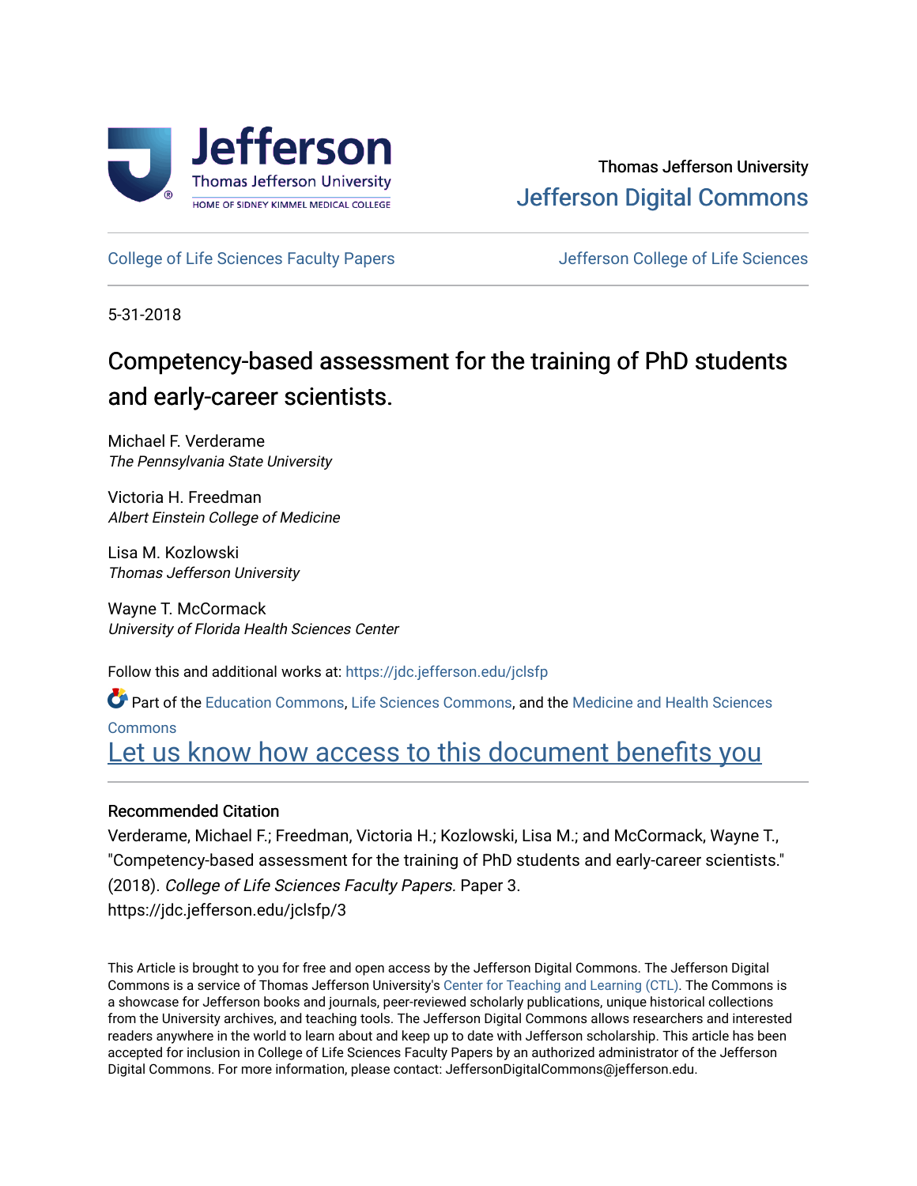Thomas Jefferson University
Jefferson Digital Commons

College of Life Sciences Faculty Papers | Jefferson College of Life Sciences

5-31-2018

# Competency-based assessment for the training of PhD students and early-career scientists.

Michael F. Verderame
*The Pennsylvania State University*

Victoria H. Freedman
*Albert Einstein College of Medicine*

Lisa M. Kozlowski
*Thomas Jefferson University*

Wayne T. McCormack
*University of Florida Health Sciences Center*

Follow this and additional works at: https://jdc.jefferson.edu/jclsfp

Part of the Education Commons, Life Sciences Commons, and the Medicine and Health Sciences Commons

Let us know how access to this document benefits you

### Recommended Citation

Verderame, Michael F.; Freedman, Victoria H.; Kozlowski, Lisa M.; and McCormack, Wayne T., "Competency-based assessment for the training of PhD students and early-career scientists." (2018). *College of Life Sciences Faculty Papers.* Paper 3.
https://jdc.jefferson.edu/jclsfp/3

This Article is brought to you for free and open access by the Jefferson Digital Commons. The Jefferson Digital Commons is a service of Thomas Jefferson University's Center for Teaching and Learning (CTL). The Commons is a showcase for Jefferson books and journals, peer-reviewed scholarly publications, unique historical collections from the University archives, and teaching tools. The Jefferson Digital Commons allows researchers and interested readers anywhere in the world to learn about and keep up to date with Jefferson scholarship. This article has been accepted for inclusion in College of Life Sciences Faculty Papers by an authorized administrator of the Jefferson Digital Commons. For more information, please contact: JeffersonDigitalCommons@jefferson.edu.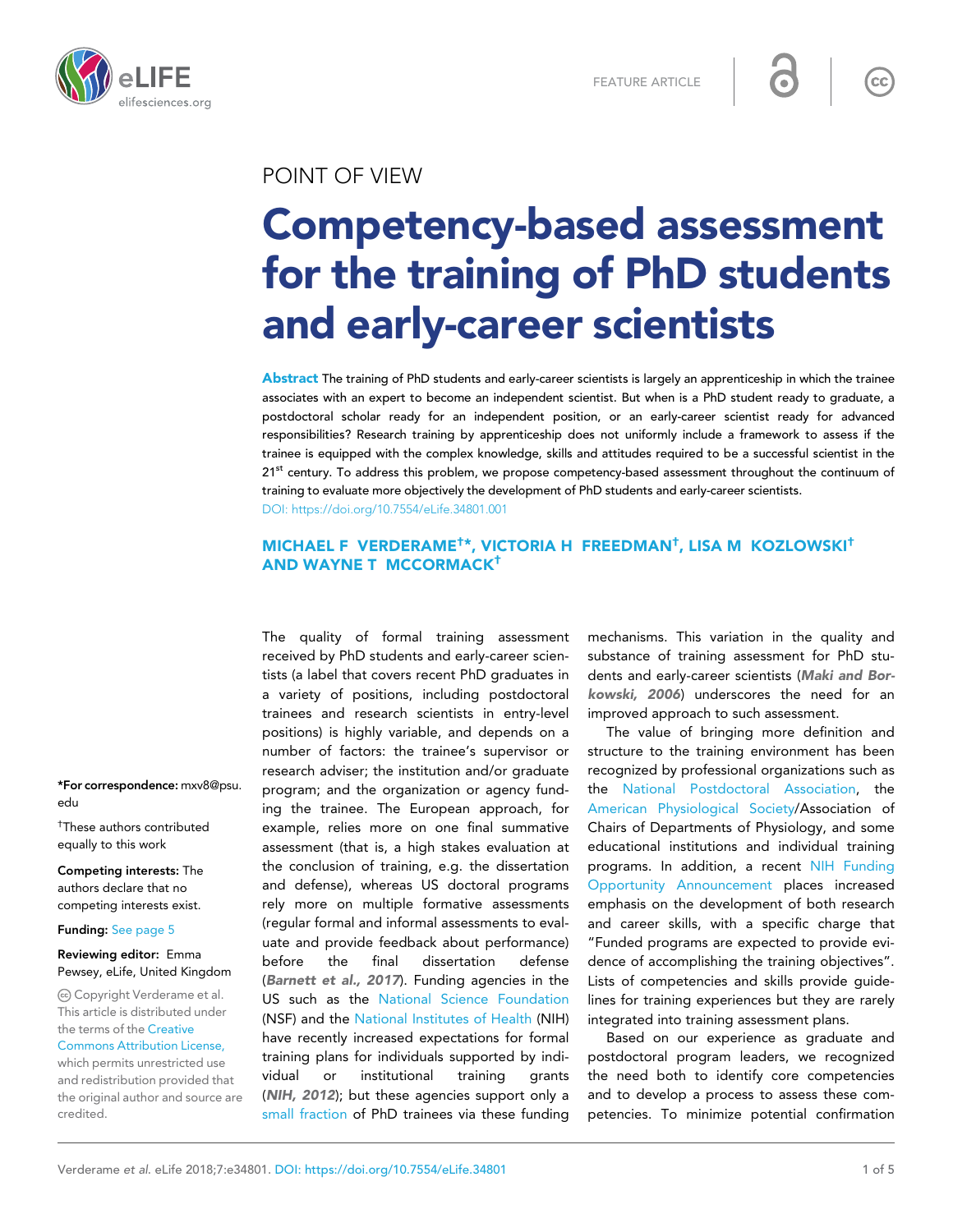POINT OF VIEW

# Competency-based assessment for the training of PhD students and early-career scientists

**Abstract** The training of PhD students and early-career scientists is largely an apprenticeship in which the trainee associates with an expert to become an independent scientist. But when is a PhD student ready to graduate, a postdoctoral scholar ready for an independent position, or an early-career scientist ready for advanced responsibilities? Research training by apprenticeship does not uniformly include a framework to assess if the trainee is equipped with the complex knowledge, skills and attitudes required to be a successful scientist in the 21st century. To address this problem, we propose competency-based assessment throughout the continuum of training to evaluate more objectively the development of PhD students and early-career scientists.
DOI: https://doi.org/10.7554/eLife.34801.001

**MICHAEL F VERDERAME†\*, VICTORIA H FREEDMAN†, LISA M KOZLOWSKI† AND WAYNE T MCCORMACK†**

\*For correspondence: mxv8@psu.edu

†These authors contributed equally to this work

**Competing interests:** The authors declare that no competing interests exist.

**Funding:** See page 5

**Reviewing editor:** Emma Pewsey, eLife, United Kingdom

Copyright Verderame et al. This article is distributed under the terms of the Creative Commons Attribution License, which permits unrestricted use and redistribution provided that the original author and source are credited.

The quality of formal training assessment received by PhD students and early-career scientists (a label that covers recent PhD graduates in a variety of positions, including postdoctoral trainees and research scientists in entry-level positions) is highly variable, and depends on a number of factors: the trainee's supervisor or research adviser; the institution and/or graduate program; and the organization or agency funding the trainee. The European approach, for example, relies more on one final summative assessment (that is, a high stakes evaluation at the conclusion of training, e.g. the dissertation and defense), whereas US doctoral programs rely more on multiple formative assessments (regular formal and informal assessments to evaluate and provide feedback about performance) before the final dissertation defense (***Barnett et al., 2017***). Funding agencies in the US such as the National Science Foundation (NSF) and the National Institutes of Health (NIH) have recently increased expectations for formal training plans for individuals supported by individual or institutional training grants (***NIH, 2012***); but these agencies support only a small fraction of PhD trainees via these funding mechanisms. This variation in the quality and substance of training assessment for PhD students and early-career scientists (***Maki and Borkowski, 2006***) underscores the need for an improved approach to such assessment.

The value of bringing more definition and structure to the training environment has been recognized by professional organizations such as the National Postdoctoral Association, the American Physiological Society/Association of Chairs of Departments of Physiology, and some educational institutions and individual training programs. In addition, a recent NIH Funding Opportunity Announcement places increased emphasis on the development of both research and career skills, with a specific charge that "Funded programs are expected to provide evidence of accomplishing the training objectives". Lists of competencies and skills provide guidelines for training experiences but they are rarely integrated into training assessment plans.

Based on our experience as graduate and postdoctoral program leaders, we recognized the need both to identify core competencies and to develop a process to assess these competencies. To minimize potential confirmation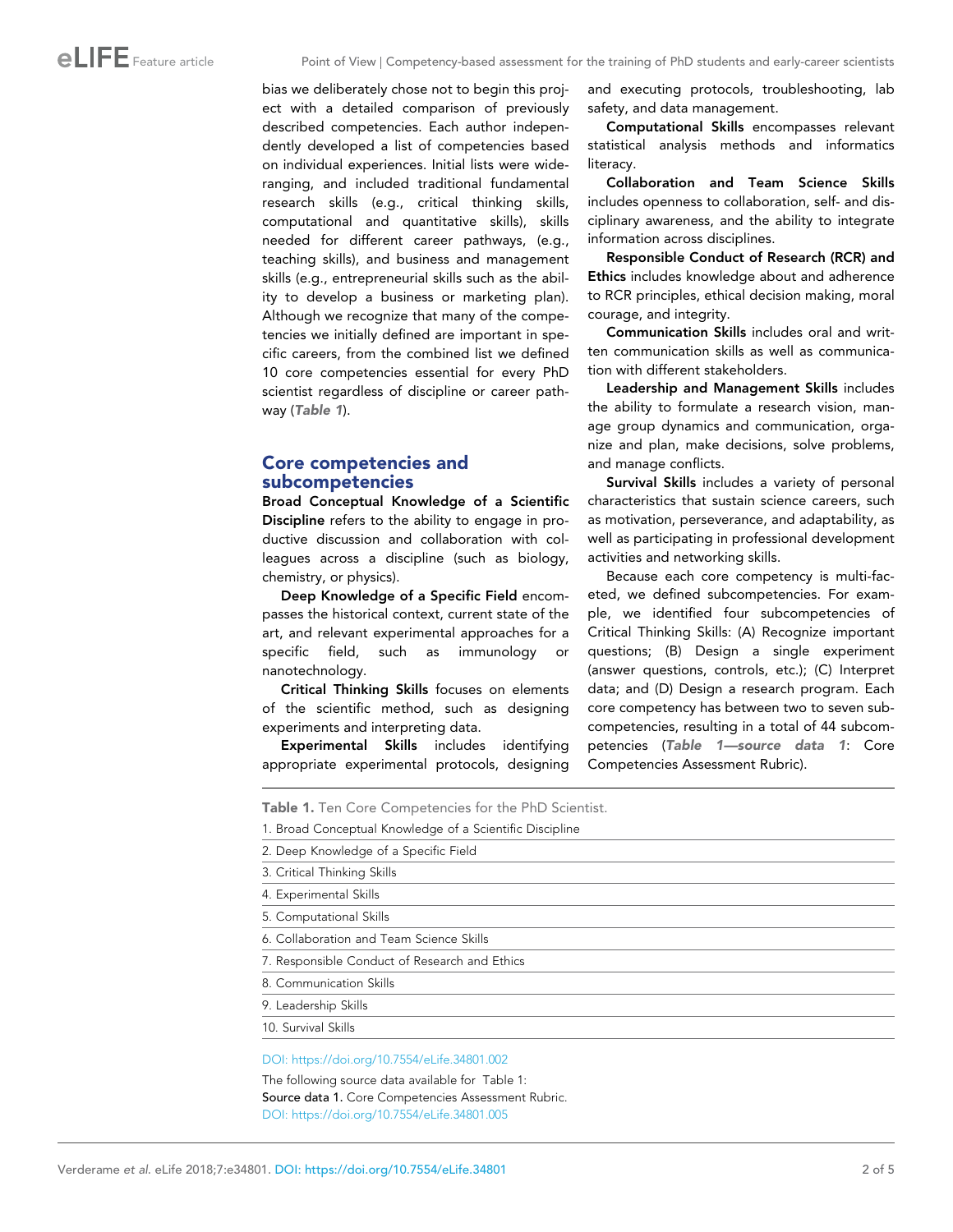bias we deliberately chose not to begin this project with a detailed comparison of previously described competencies. Each author independently developed a list of competencies based on individual experiences. Initial lists were wide-ranging, and included traditional fundamental research skills (e.g., critical thinking skills, computational and quantitative skills), skills needed for different career pathways, (e.g., teaching skills), and business and management skills (e.g., entrepreneurial skills such as the ability to develop a business or marketing plan). Although we recognize that many of the competencies we initially defined are important in specific careers, from the combined list we defined 10 core competencies essential for every PhD scientist regardless of discipline or career pathway (*Table 1*).

## Core competencies and subcompetencies

**Broad Conceptual Knowledge of a Scientific Discipline** refers to the ability to engage in productive discussion and collaboration with colleagues across a discipline (such as biology, chemistry, or physics).

**Deep Knowledge of a Specific Field** encompasses the historical context, current state of the art, and relevant experimental approaches for a specific field, such as immunology or nanotechnology.

**Critical Thinking Skills** focuses on elements of the scientific method, such as designing experiments and interpreting data.

**Experimental Skills** includes identifying appropriate experimental protocols, designing and executing protocols, troubleshooting, lab safety, and data management.

**Computational Skills** encompasses relevant statistical analysis methods and informatics literacy.

**Collaboration and Team Science Skills** includes openness to collaboration, self- and disciplinary awareness, and the ability to integrate information across disciplines.

**Responsible Conduct of Research (RCR) and Ethics** includes knowledge about and adherence to RCR principles, ethical decision making, moral courage, and integrity.

**Communication Skills** includes oral and written communication skills as well as communication with different stakeholders.

**Leadership and Management Skills** includes the ability to formulate a research vision, manage group dynamics and communication, organize and plan, make decisions, solve problems, and manage conflicts.

**Survival Skills** includes a variety of personal characteristics that sustain science careers, such as motivation, perseverance, and adaptability, as well as participating in professional development activities and networking skills.

Because each core competency is multi-faceted, we defined subcompetencies. For example, we identified four subcompetencies of Critical Thinking Skills: (A) Recognize important questions; (B) Design a single experiment (answer questions, controls, etc.); (C) Interpret data; and (D) Design a research program. Each core competency has between two to seven subcompetencies, resulting in a total of 44 subcompetencies (*Table 1—source data 1*: Core Competencies Assessment Rubric).

**Table 1.** Ten Core Competencies for the PhD Scientist.

| |
|---|
| 1. Broad Conceptual Knowledge of a Scientific Discipline |
| 2. Deep Knowledge of a Specific Field |
| 3. Critical Thinking Skills |
| 4. Experimental Skills |
| 5. Computational Skills |
| 6. Collaboration and Team Science Skills |
| 7. Responsible Conduct of Research and Ethics |
| 8. Communication Skills |
| 9. Leadership Skills |
| 10. Survival Skills |

DOI: https://doi.org/10.7554/eLife.34801.002

The following source data available for Table 1:

Source data 1. Core Competencies Assessment Rubric.

DOI: https://doi.org/10.7554/eLife.34801.005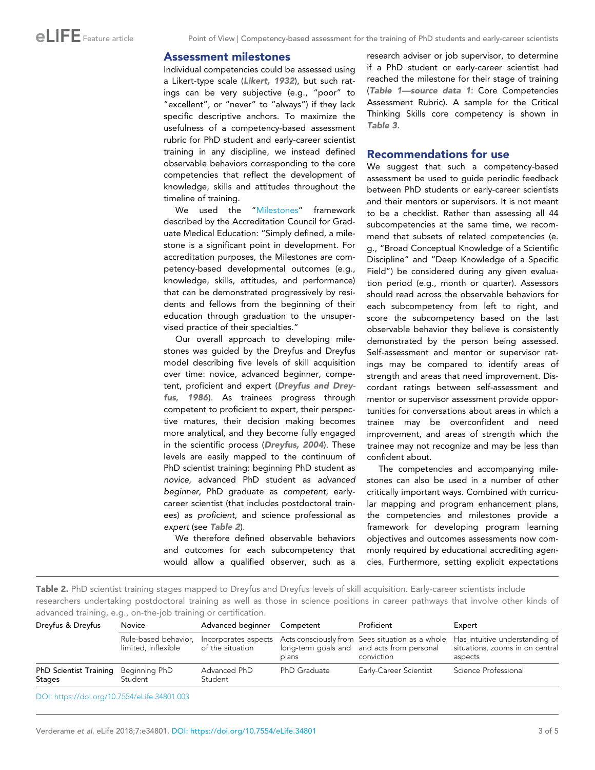## Assessment milestones

Individual competencies could be assessed using a Likert-type scale (***Likert, 1932***), but such ratings can be very subjective (e.g., "poor" to "excellent", or "never" to "always") if they lack specific descriptive anchors. To maximize the usefulness of a competency-based assessment rubric for PhD student and early-career scientist training in any discipline, we instead defined observable behaviors corresponding to the core competencies that reflect the development of knowledge, skills and attitudes throughout the timeline of training.

We used the "Milestones" framework described by the Accreditation Council for Graduate Medical Education: "Simply defined, a milestone is a significant point in development. For accreditation purposes, the Milestones are competency-based developmental outcomes (e.g., knowledge, skills, attitudes, and performance) that can be demonstrated progressively by residents and fellows from the beginning of their education through graduation to the unsupervised practice of their specialties."

Our overall approach to developing milestones was guided by the Dreyfus and Dreyfus model describing five levels of skill acquisition over time: novice, advanced beginner, competent, proficient and expert (***Dreyfus and Dreyfus, 1986***). As trainees progress through competent to proficient to expert, their perspective matures, their decision making becomes more analytical, and they become fully engaged in the scientific process (***Dreyfus, 2004***). These levels are easily mapped to the continuum of PhD scientist training: beginning PhD student as *novice*, advanced PhD student as *advanced beginner*, PhD graduate as *competent*, early-career scientist (that includes postdoctoral trainees) as *proficient*, and science professional as *expert* (see ***Table 2***).

We therefore defined observable behaviors and outcomes for each subcompetency that would allow a qualified observer, such as a research adviser or job supervisor, to determine if a PhD student or early-career scientist had reached the milestone for their stage of training (***Table 1—source data 1***: Core Competencies Assessment Rubric). A sample for the Critical Thinking Skills core competency is shown in ***Table 3***.

## Recommendations for use

We suggest that such a competency-based assessment be used to guide periodic feedback between PhD students or early-career scientists and their mentors or supervisors. It is not meant to be a checklist. Rather than assessing all 44 subcompetencies at the same time, we recommend that subsets of related competencies (e.g., "Broad Conceptual Knowledge of a Scientific Discipline" and "Deep Knowledge of a Specific Field") be considered during any given evaluation period (e.g., month or quarter). Assessors should read across the observable behaviors for each subcompetency from left to right, and score the subcompetency based on the last observable behavior they believe is consistently demonstrated by the person being assessed. Self-assessment and mentor or supervisor ratings may be compared to identify areas of strength and areas that need improvement. Discordant ratings between self-assessment and mentor or supervisor assessment provide opportunities for conversations about areas in which a trainee may be overconfident and need improvement, and areas of strength which the trainee may not recognize and may be less than confident about.

The competencies and accompanying milestones can also be used in a number of other critically important ways. Combined with curricular mapping and program enhancement plans, the competencies and milestones provide a framework for developing program learning objectives and outcomes assessments now commonly required by educational accrediting agencies. Furthermore, setting explicit expectations

**Table 2.** PhD scientist training stages mapped to Dreyfus and Dreyfus levels of skill acquisition. Early-career scientists include researchers undertaking postdoctoral training as well as those in science positions in career pathways that involve other kinds of advanced training, e.g., on-the-job training or certification.

| Dreyfus & Dreyfus | Novice | Advanced beginner | Competent | Proficient | Expert |
|---|---|---|---|---|---|
| | Rule-based behavior, limited, inflexible | Incorporates aspects of the situation | Acts consciously from long-term goals and plans | Sees situation as a whole and acts from personal conviction | Has intuitive understanding of situations, zooms in on central aspects |
| PhD Scientist Training Stages | Beginning PhD Student | Advanced PhD Student | PhD Graduate | Early-Career Scientist | Science Professional |

DOI: https://doi.org/10.7554/eLife.34801.003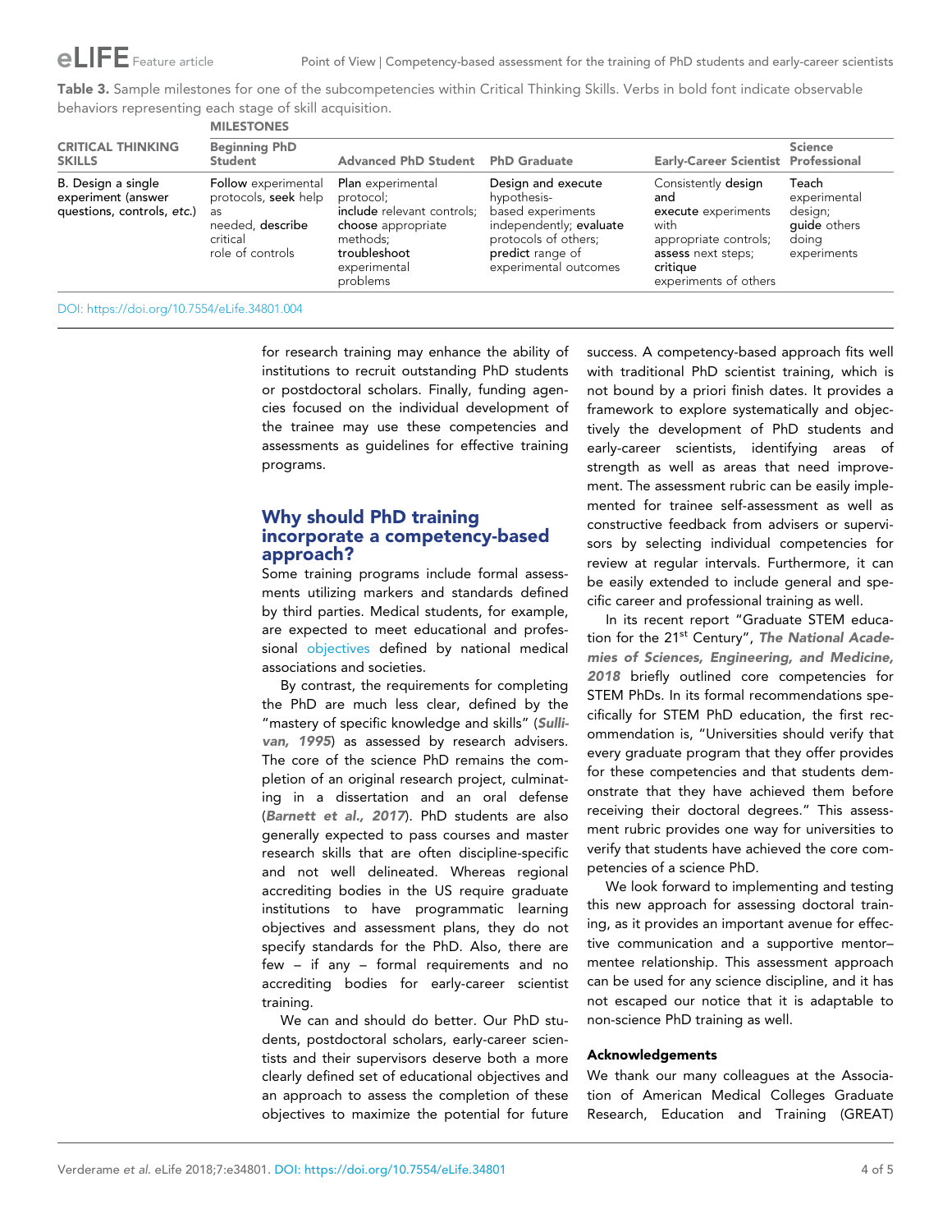**Table 3.** Sample milestones for one of the subcompetencies within Critical Thinking Skills. Verbs in bold font indicate observable behaviors representing each stage of skill acquisition.

| CRITICAL THINKING SKILLS | MILESTONES | | | | |
|---|---|---|---|---|---|
| | Beginning PhD Student | Advanced PhD Student | PhD Graduate | Early-Career Scientist | Science Professional |
| B. Design a single experiment (answer questions, controls, *etc.*) | **Follow** experimental protocols, **seek** help as needed, **describe** critical role of controls | **Plan** experimental protocol; **include** relevant controls; **choose** appropriate methods; **troubleshoot** experimental problems | **Design and execute** hypothesis-based experiments independently; **evaluate** protocols of others; **predict** range of experimental outcomes | Consistently **design** and **execute** experiments with appropriate controls; **assess** next steps; **critique** experiments of others | **Teach** experimental design; **guide** others doing experiments |

DOI: https://doi.org/10.7554/eLife.34801.004

for research training may enhance the ability of institutions to recruit outstanding PhD students or postdoctoral scholars. Finally, funding agencies focused on the individual development of the trainee may use these competencies and assessments as guidelines for effective training programs.

## Why should PhD training incorporate a competency-based approach?

Some training programs include formal assessments utilizing markers and standards defined by third parties. Medical students, for example, are expected to meet educational and professional objectives defined by national medical associations and societies.

By contrast, the requirements for completing the PhD are much less clear, defined by the "mastery of specific knowledge and skills" (***Sullivan, 1995***) as assessed by research advisers. The core of the science PhD remains the completion of an original research project, culminating in a dissertation and an oral defense (***Barnett et al., 2017***). PhD students are also generally expected to pass courses and master research skills that are often discipline-specific and not well delineated. Whereas regional accrediting bodies in the US require graduate institutions to have programmatic learning objectives and assessment plans, they do not specify standards for the PhD. Also, there are few – if any – formal requirements and no accrediting bodies for early-career scientist training.

We can and should do better. Our PhD students, postdoctoral scholars, early-career scientists and their supervisors deserve both a more clearly defined set of educational objectives and an approach to assess the completion of these objectives to maximize the potential for future success. A competency-based approach fits well with traditional PhD scientist training, which is not bound by a priori finish dates. It provides a framework to explore systematically and objectively the development of PhD students and early-career scientists, identifying areas of strength as well as areas that need improvement. The assessment rubric can be easily implemented for trainee self-assessment as well as constructive feedback from advisers or supervisors by selecting individual competencies for review at regular intervals. Furthermore, it can be easily extended to include general and specific career and professional training as well.

In its recent report "Graduate STEM education for the 21st Century", ***The National Academies of Sciences, Engineering, and Medicine, 2018*** briefly outlined core competencies for STEM PhDs. In its formal recommendations specifically for STEM PhD education, the first recommendation is, "Universities should verify that every graduate program that they offer provides for these competencies and that students demonstrate that they have achieved them before receiving their doctoral degrees." This assessment rubric provides one way for universities to verify that students have achieved the core competencies of a science PhD.

We look forward to implementing and testing this new approach for assessing doctoral training, as it provides an important avenue for effective communication and a supportive mentor–mentee relationship. This assessment approach can be used for any science discipline, and it has not escaped our notice that it is adaptable to non-science PhD training as well.

### Acknowledgements

We thank our many colleagues at the Association of American Medical Colleges Graduate Research, Education and Training (GREAT)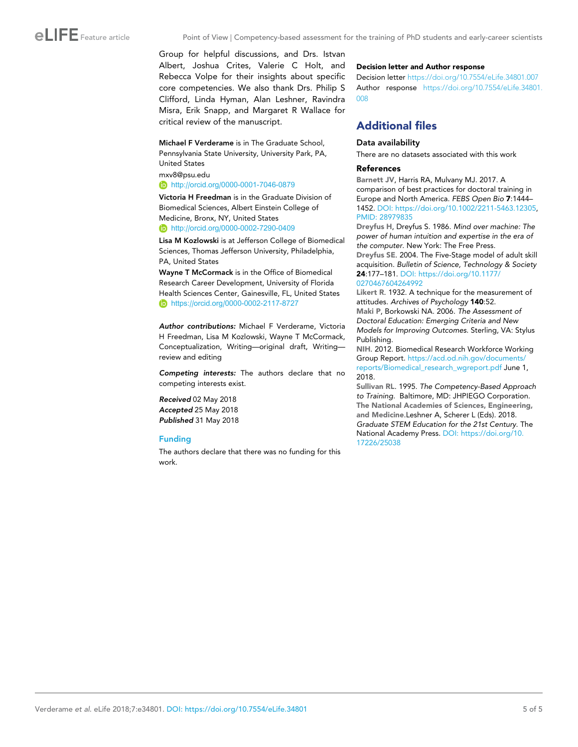Group for helpful discussions, and Drs. Istvan Albert, Joshua Crites, Valerie C Holt, and Rebecca Volpe for their insights about specific core competencies. We also thank Drs. Philip S Clifford, Linda Hyman, Alan Leshner, Ravindra Misra, Erik Snapp, and Margaret R Wallace for critical review of the manuscript.

**Michael F Verderame** is in The Graduate School, Pennsylvania State University, University Park, PA, United States
mxv8@psu.edu
http://orcid.org/0000-0001-7046-0879

**Victoria H Freedman** is in the Graduate Division of Biomedical Sciences, Albert Einstein College of Medicine, Bronx, NY, United States
http://orcid.org/0000-0002-7290-0409

**Lisa M Kozlowski** is at Jefferson College of Biomedical Sciences, Thomas Jefferson University, Philadelphia, PA, United States

**Wayne T McCormack** is in the Office of Biomedical Research Career Development, University of Florida Health Sciences Center, Gainesville, FL, United States
https://orcid.org/0000-0002-2117-8727

***Author contributions:*** Michael F Verderame, Victoria H Freedman, Lisa M Kozlowski, Wayne T McCormack, Conceptualization, Writing—original draft, Writing—review and editing

***Competing interests:*** The authors declare that no competing interests exist.

***Received*** 02 May 2018
***Accepted*** 25 May 2018
***Published*** 31 May 2018

### Funding

The authors declare that there was no funding for this work.

### Decision letter and Author response

Decision letter https://doi.org/10.7554/eLife.34801.007
Author response https://doi.org/10.7554/eLife.34801.008

## Additional files

### Data availability

There are no datasets associated with this work

### References

Barnett JV, Harris RA, Mulvany MJ. 2017. A comparison of best practices for doctoral training in Europe and North America. *FEBS Open Bio* **7**:1444–1452. DOI: https://doi.org/10.1002/2211-5463.12305, PMID: 28979835

Dreyfus H, Dreyfus S. 1986. *Mind over machine: The power of human intuition and expertise in the era of the computer*. New York: The Free Press.

Dreyfus SE. 2004. The Five-Stage model of adult skill acquisition. *Bulletin of Science, Technology & Society* **24**:177–181. DOI: https://doi.org/10.1177/0270467604264992

Likert R. 1932. A technique for the measurement of attitudes. *Archives of Psychology* **140**:52.

Maki P, Borkowski NA. 2006. *The Assessment of Doctoral Education: Emerging Criteria and New Models for Improving Outcomes*. Sterling, VA: Stylus Publishing.

NIH. 2012. Biomedical Research Workforce Working Group Report. https://acd.od.nih.gov/documents/reports/Biomedical_research_wgreport.pdf June 1, 2018.

Sullivan RL. 1995. *The Competency-Based Approach to Training*. Baltimore, MD: JHPIEGO Corporation.

The National Academies of Sciences, Engineering, and Medicine.Leshner A, Scherer L (Eds). 2018. *Graduate STEM Education for the 21st Century*. The National Academy Press. DOI: https://doi.org/10.17226/25038